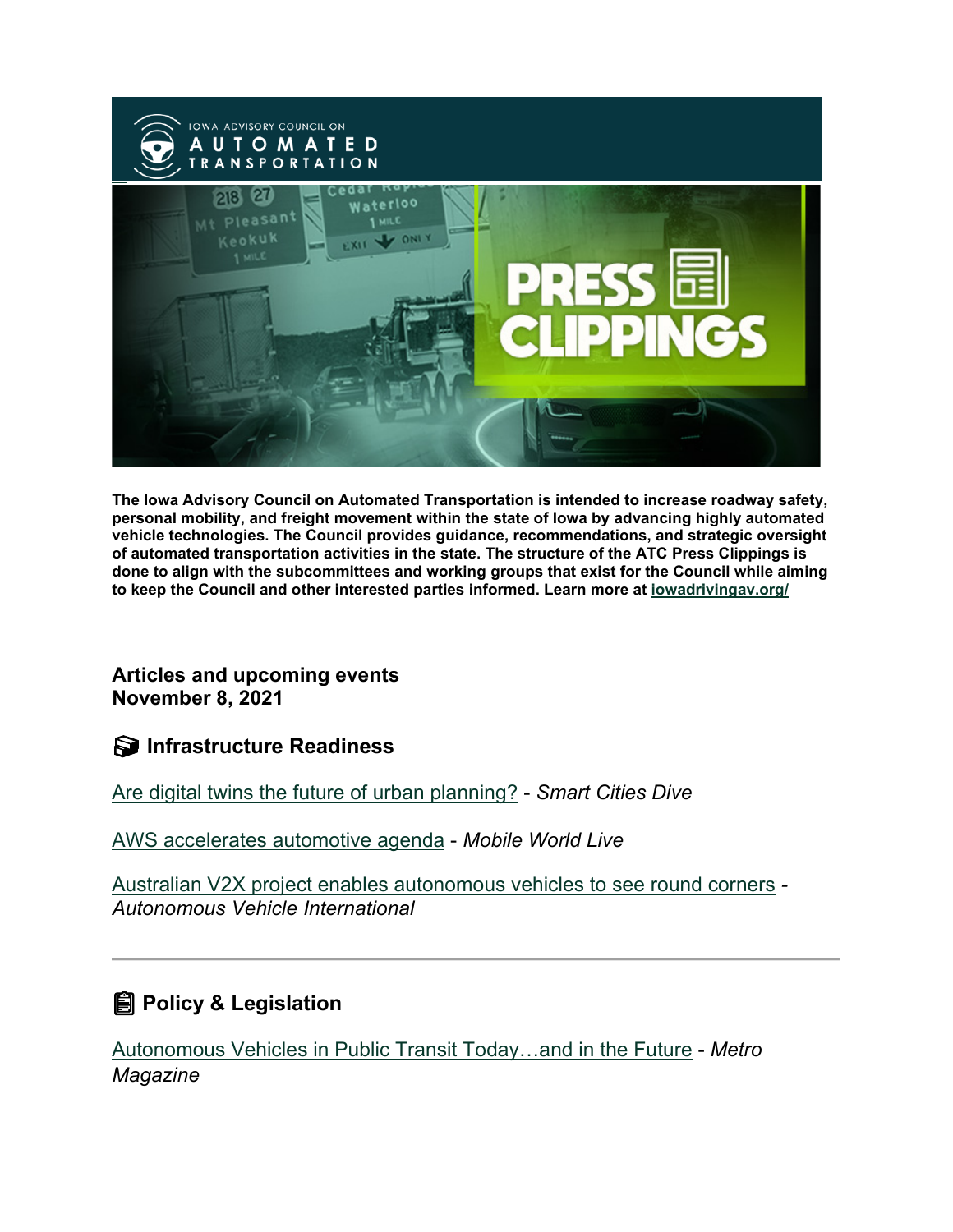The Iowa Advisory Council on Automated Transportation is intended to increase roadway safety, personal mobility, and freight movement within the state of Iowa by advancing highly automated vehicle technologies. The Council provides guidance, recommendations, and strategic oversight of automated transportation activities in the state. The structure of the ATC Press Clippings is done to align with the subcommittees and working groups that exist for the Council while aiming to keep the Council and other interested parties informed. Learn more at [iowadrivingav.org/](iowadrivingav.org/)

**Articles and upcoming events**
**November 8, 2021**

## Infrastructure Readiness

Are digital twins the future of urban planning? - *Smart Cities Dive*

AWS accelerates automotive agenda - *Mobile World Live*

Australian V2X project enables autonomous vehicles to see round corners - *Autonomous Vehicle International*

---

## Policy & Legislation

Autonomous Vehicles in Public Transit Today…and in the Future - *Metro Magazine*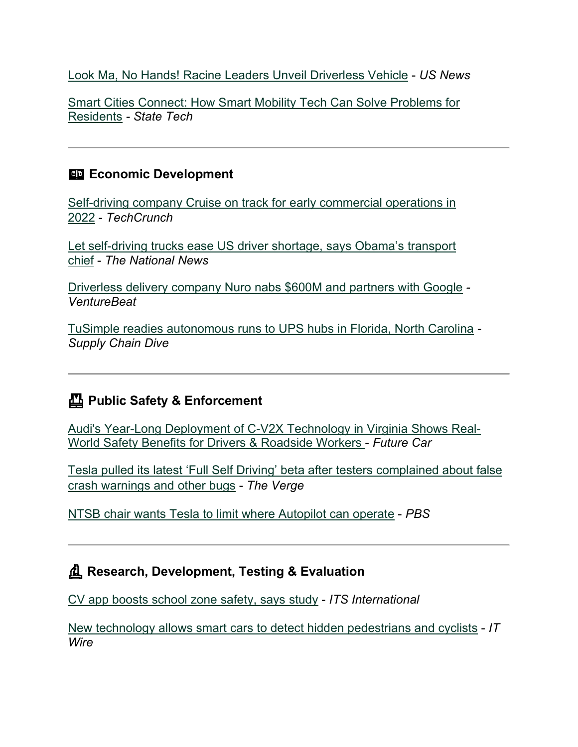Look Ma, No Hands! Racine Leaders Unveil Driverless Vehicle - *US News*

Smart Cities Connect: How Smart Mobility Tech Can Solve Problems for Residents - *State Tech*

---

### Economic Development

Self-driving company Cruise on track for early commercial operations in 2022 - *TechCrunch*

Let self-driving trucks ease US driver shortage, says Obama's transport chief - *The National News*

Driverless delivery company Nuro nabs $600M and partners with Google - *VentureBeat*

TuSimple readies autonomous runs to UPS hubs in Florida, North Carolina - *Supply Chain Dive*

---

### Public Safety & Enforcement

Audi's Year-Long Deployment of C-V2X Technology in Virginia Shows Real-World Safety Benefits for Drivers & Roadside Workers - *Future Car*

Tesla pulled its latest 'Full Self Driving' beta after testers complained about false crash warnings and other bugs - *The Verge*

NTSB chair wants Tesla to limit where Autopilot can operate - *PBS*

---

### Research, Development, Testing & Evaluation

CV app boosts school zone safety, says study - *ITS International*

New technology allows smart cars to detect hidden pedestrians and cyclists - *IT Wire*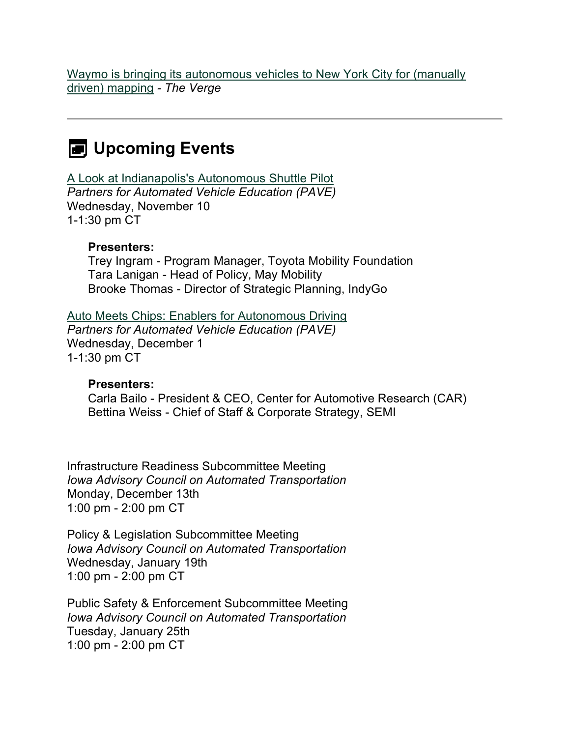[Waymo is bringing its autonomous vehicles to New York City for (manually driven) mapping] - *The Verge*

---

## Upcoming Events

[A Look at Indianapolis's Autonomous Shuttle Pilot]
*Partners for Automated Vehicle Education (PAVE)*
Wednesday, November 10
1-1:30 pm CT

> **Presenters:**
> Trey Ingram - Program Manager, Toyota Mobility Foundation
> Tara Lanigan - Head of Policy, May Mobility
> Brooke Thomas - Director of Strategic Planning, IndyGo

[Auto Meets Chips: Enablers for Autonomous Driving]
*Partners for Automated Vehicle Education (PAVE)*
Wednesday, December 1
1-1:30 pm CT

> **Presenters:**
> Carla Bailo - President & CEO, Center for Automotive Research (CAR)
> Bettina Weiss - Chief of Staff & Corporate Strategy, SEMI

Infrastructure Readiness Subcommittee Meeting
*Iowa Advisory Council on Automated Transportation*
Monday, December 13th
1:00 pm - 2:00 pm CT

Policy & Legislation Subcommittee Meeting
*Iowa Advisory Council on Automated Transportation*
Wednesday, January 19th
1:00 pm - 2:00 pm CT

Public Safety & Enforcement Subcommittee Meeting
*Iowa Advisory Council on Automated Transportation*
Tuesday, January 25th
1:00 pm - 2:00 pm CT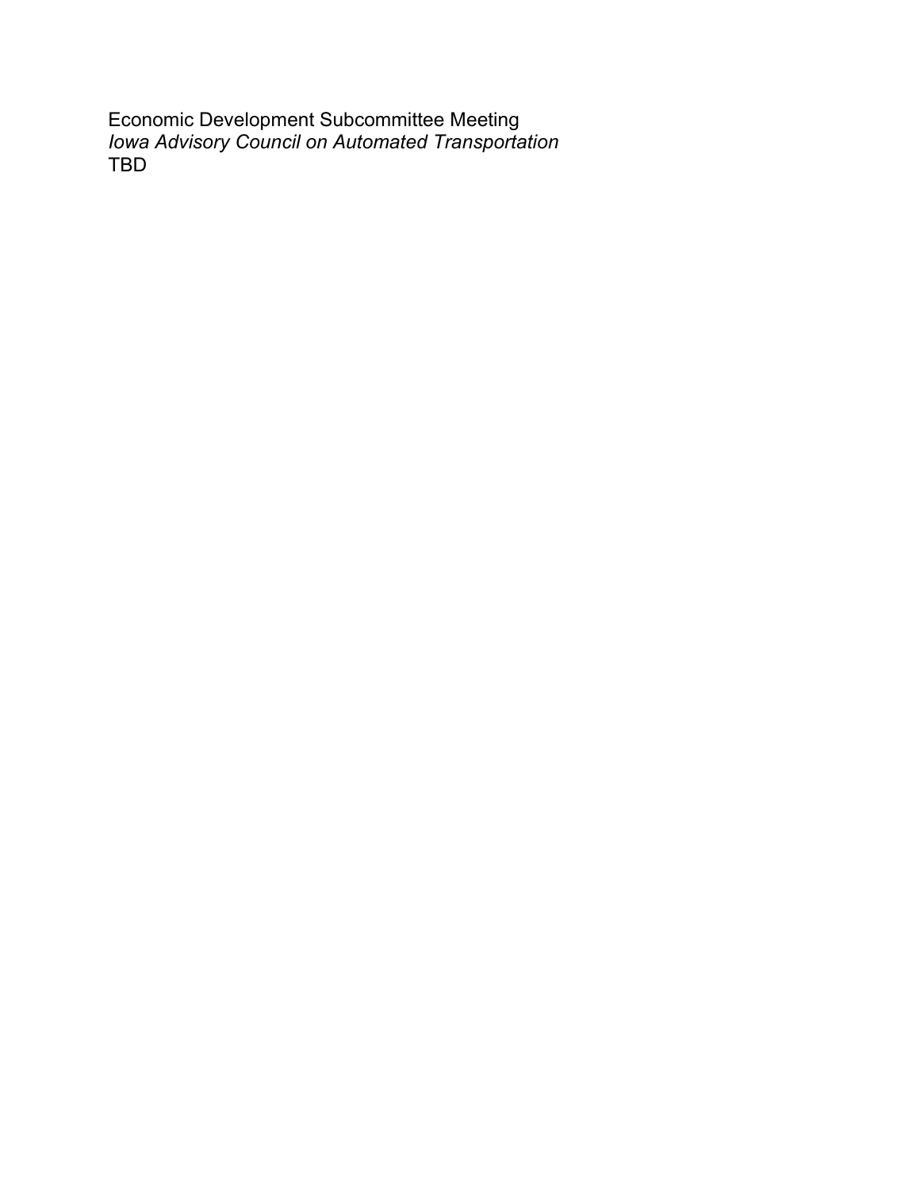Economic Development Subcommittee Meeting
*Iowa Advisory Council on Automated Transportation*
TBD